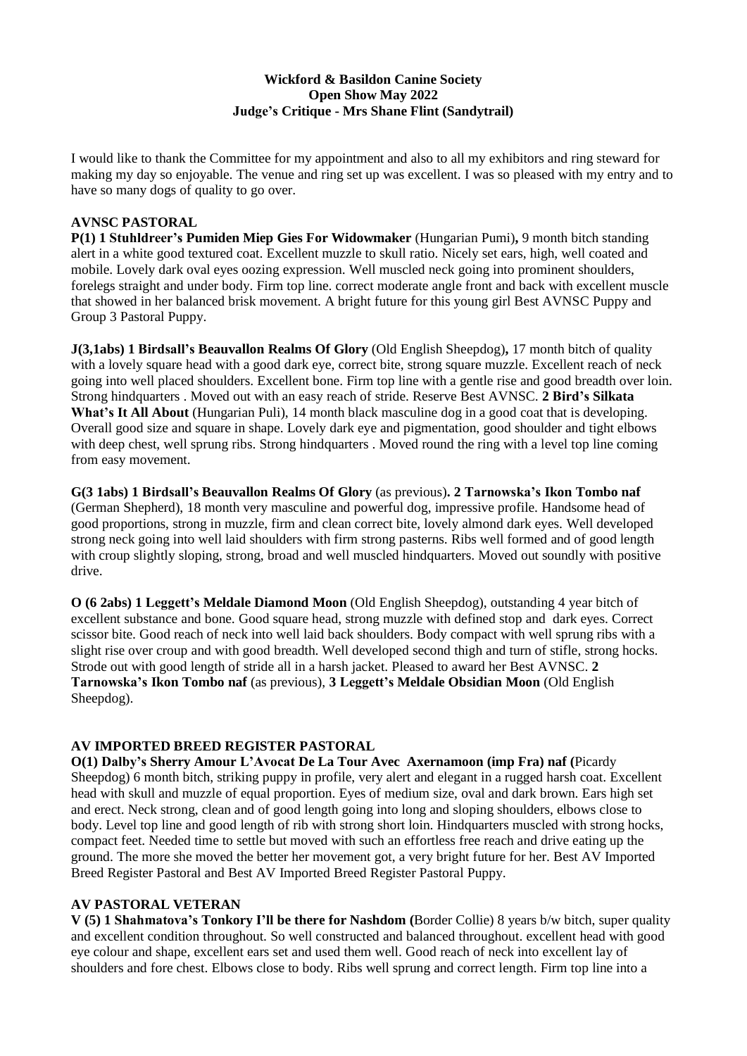**Wickford & Basildon Canine Society**
**Open Show May 2022**
**Judge's Critique - Mrs Shane Flint (Sandytrail)**

I would like to thank the Committee for my appointment and also to all my exhibitors and ring steward for making my day so enjoyable. The venue and ring set up was excellent. I was so pleased with my entry and to have so many dogs of quality to go over.

**AVNSC PASTORAL**

**P(1) 1 Stuhldreer's Pumiden Miep Gies For Widowmaker** (Hungarian Pumi)**,** 9 month bitch standing alert in a white good textured coat. Excellent muzzle to skull ratio. Nicely set ears, high, well coated and mobile. Lovely dark oval eyes oozing expression. Well muscled neck going into prominent shoulders, forelegs straight and under body. Firm top line. correct moderate angle front and back with excellent muscle that showed in her balanced brisk movement. A bright future for this young girl Best AVNSC Puppy and Group 3 Pastoral Puppy.

**J(3,1abs) 1 Birdsall's Beauvallon Realms Of Glory** (Old English Sheepdog)**,** 17 month bitch of quality with a lovely square head with a good dark eye, correct bite, strong square muzzle. Excellent reach of neck going into well placed shoulders. Excellent bone. Firm top line with a gentle rise and good breadth over loin. Strong hindquarters . Moved out with an easy reach of stride. Reserve Best AVNSC. **2 Bird's Silkata What's It All About** (Hungarian Puli), 14 month black masculine dog in a good coat that is developing. Overall good size and square in shape. Lovely dark eye and pigmentation, good shoulder and tight elbows with deep chest, well sprung ribs. Strong hindquarters . Moved round the ring with a level top line coming from easy movement.

**G(3 1abs) 1 Birdsall's Beauvallon Realms Of Glory** (as previous)**. 2 Tarnowska's Ikon Tombo naf** (German Shepherd), 18 month very masculine and powerful dog, impressive profile. Handsome head of good proportions, strong in muzzle, firm and clean correct bite, lovely almond dark eyes. Well developed strong neck going into well laid shoulders with firm strong pasterns. Ribs well formed and of good length with croup slightly sloping, strong, broad and well muscled hindquarters. Moved out soundly with positive drive.

**O (6 2abs) 1 Leggett's Meldale Diamond Moon** (Old English Sheepdog), outstanding 4 year bitch of excellent substance and bone. Good square head, strong muzzle with defined stop and dark eyes. Correct scissor bite. Good reach of neck into well laid back shoulders. Body compact with well sprung ribs with a slight rise over croup and with good breadth. Well developed second thigh and turn of stifle, strong hocks. Strode out with good length of stride all in a harsh jacket. Pleased to award her Best AVNSC. **2 Tarnowska's Ikon Tombo naf** (as previous), **3 Leggett's Meldale Obsidian Moon** (Old English Sheepdog).

**AV IMPORTED BREED REGISTER PASTORAL**

**O(1) Dalby's Sherry Amour L'Avocat De La Tour Avec Axernamoon (imp Fra) naf (**Picardy Sheepdog) 6 month bitch, striking puppy in profile, very alert and elegant in a rugged harsh coat. Excellent head with skull and muzzle of equal proportion. Eyes of medium size, oval and dark brown. Ears high set and erect. Neck strong, clean and of good length going into long and sloping shoulders, elbows close to body. Level top line and good length of rib with strong short loin. Hindquarters muscled with strong hocks, compact feet. Needed time to settle but moved with such an effortless free reach and drive eating up the ground. The more she moved the better her movement got, a very bright future for her. Best AV Imported Breed Register Pastoral and Best AV Imported Breed Register Pastoral Puppy.

**AV PASTORAL VETERAN**

**V (5) 1 Shahmatova's Tonkory I'll be there for Nashdom (**Border Collie) 8 years b/w bitch, super quality and excellent condition throughout. So well constructed and balanced throughout. excellent head with good eye colour and shape, excellent ears set and used them well. Good reach of neck into excellent lay of shoulders and fore chest. Elbows close to body. Ribs well sprung and correct length. Firm top line into a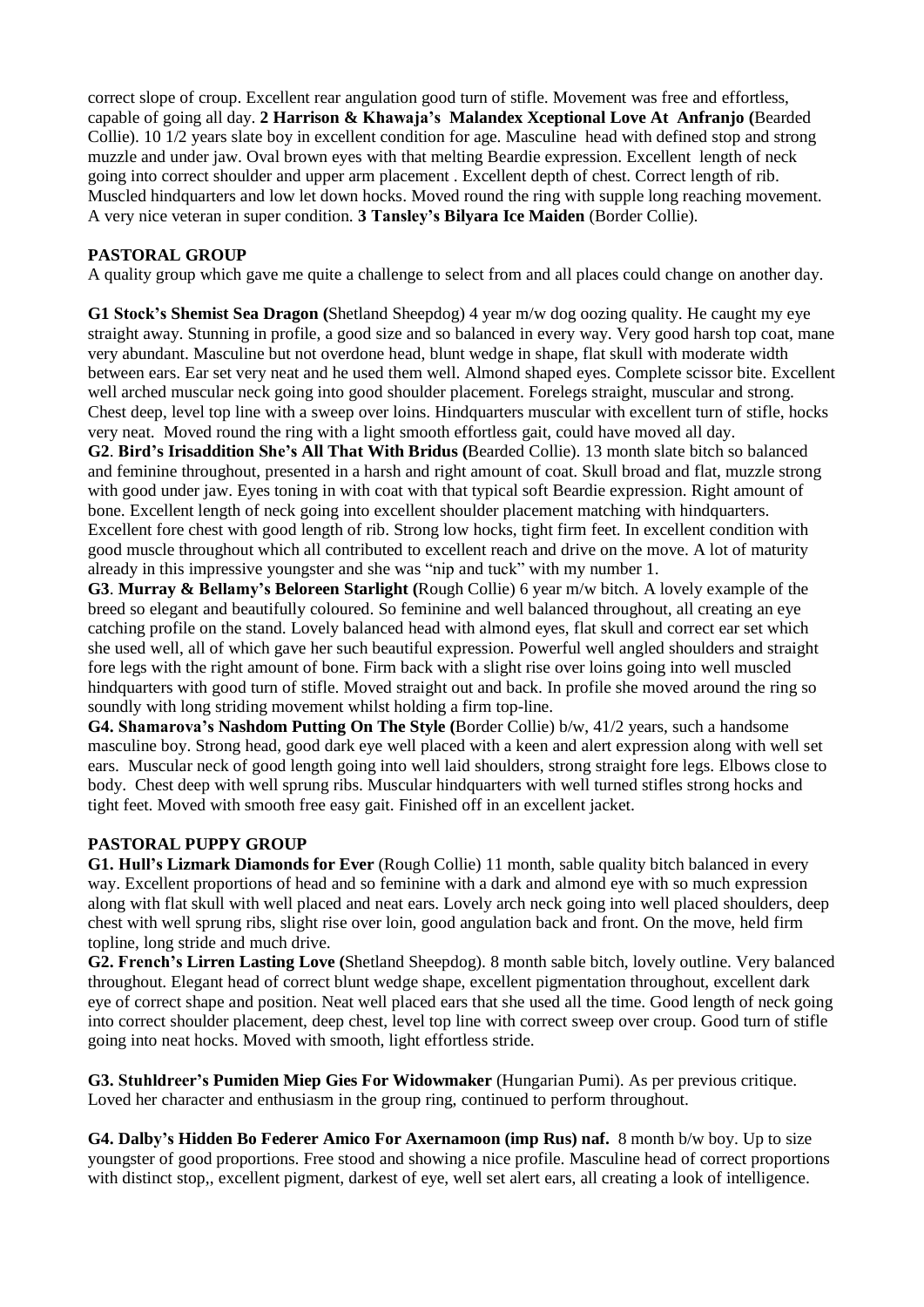correct slope of croup. Excellent rear angulation good turn of stifle. Movement was free and effortless, capable of going all day. **2 Harrison & Khawaja's Malandex Xceptional Love At Anfranjo (**Bearded Collie). 10 1/2 years slate boy in excellent condition for age. Masculine head with defined stop and strong muzzle and under jaw. Oval brown eyes with that melting Beardie expression. Excellent length of neck going into correct shoulder and upper arm placement . Excellent depth of chest. Correct length of rib. Muscled hindquarters and low let down hocks. Moved round the ring with supple long reaching movement. A very nice veteran in super condition. **3 Tansley's Bilyara Ice Maiden** (Border Collie).

**PASTORAL GROUP**

A quality group which gave me quite a challenge to select from and all places could change on another day.

**G1 Stock's Shemist Sea Dragon (**Shetland Sheepdog) 4 year m/w dog oozing quality. He caught my eye straight away. Stunning in profile, a good size and so balanced in every way. Very good harsh top coat, mane very abundant. Masculine but not overdone head, blunt wedge in shape, flat skull with moderate width between ears. Ear set very neat and he used them well. Almond shaped eyes. Complete scissor bite. Excellent well arched muscular neck going into good shoulder placement. Forelegs straight, muscular and strong. Chest deep, level top line with a sweep over loins. Hindquarters muscular with excellent turn of stifle, hocks very neat. Moved round the ring with a light smooth effortless gait, could have moved all day.

**G2**. **Bird's Irisaddition She's All That With Bridus (**Bearded Collie). 13 month slate bitch so balanced and feminine throughout, presented in a harsh and right amount of coat. Skull broad and flat, muzzle strong with good under jaw. Eyes toning in with coat with that typical soft Beardie expression. Right amount of bone. Excellent length of neck going into excellent shoulder placement matching with hindquarters. Excellent fore chest with good length of rib. Strong low hocks, tight firm feet. In excellent condition with good muscle throughout which all contributed to excellent reach and drive on the move. A lot of maturity already in this impressive youngster and she was "nip and tuck" with my number 1.

**G3**. **Murray & Bellamy's Beloreen Starlight (**Rough Collie) 6 year m/w bitch. A lovely example of the breed so elegant and beautifully coloured. So feminine and well balanced throughout, all creating an eye catching profile on the stand. Lovely balanced head with almond eyes, flat skull and correct ear set which she used well, all of which gave her such beautiful expression. Powerful well angled shoulders and straight fore legs with the right amount of bone. Firm back with a slight rise over loins going into well muscled hindquarters with good turn of stifle. Moved straight out and back. In profile she moved around the ring so soundly with long striding movement whilst holding a firm top-line.

**G4. Shamarova's Nashdom Putting On The Style (**Border Collie) b/w, 41/2 years, such a handsome masculine boy. Strong head, good dark eye well placed with a keen and alert expression along with well set ears. Muscular neck of good length going into well laid shoulders, strong straight fore legs. Elbows close to body. Chest deep with well sprung ribs. Muscular hindquarters with well turned stifles strong hocks and tight feet. Moved with smooth free easy gait. Finished off in an excellent jacket.

**PASTORAL PUPPY GROUP**

**G1. Hull's Lizmark Diamonds for Ever** (Rough Collie) 11 month, sable quality bitch balanced in every way. Excellent proportions of head and so feminine with a dark and almond eye with so much expression along with flat skull with well placed and neat ears. Lovely arch neck going into well placed shoulders, deep chest with well sprung ribs, slight rise over loin, good angulation back and front. On the move, held firm topline, long stride and much drive.

**G2. French's Lirren Lasting Love (**Shetland Sheepdog). 8 month sable bitch, lovely outline. Very balanced throughout. Elegant head of correct blunt wedge shape, excellent pigmentation throughout, excellent dark eye of correct shape and position. Neat well placed ears that she used all the time. Good length of neck going into correct shoulder placement, deep chest, level top line with correct sweep over croup. Good turn of stifle going into neat hocks. Moved with smooth, light effortless stride.

**G3. Stuhldreer's Pumiden Miep Gies For Widowmaker** (Hungarian Pumi). As per previous critique. Loved her character and enthusiasm in the group ring, continued to perform throughout.

**G4. Dalby's Hidden Bo Federer Amico For Axernamoon (imp Rus) naf.** 8 month b/w boy. Up to size youngster of good proportions. Free stood and showing a nice profile. Masculine head of correct proportions with distinct stop,, excellent pigment, darkest of eye, well set alert ears, all creating a look of intelligence.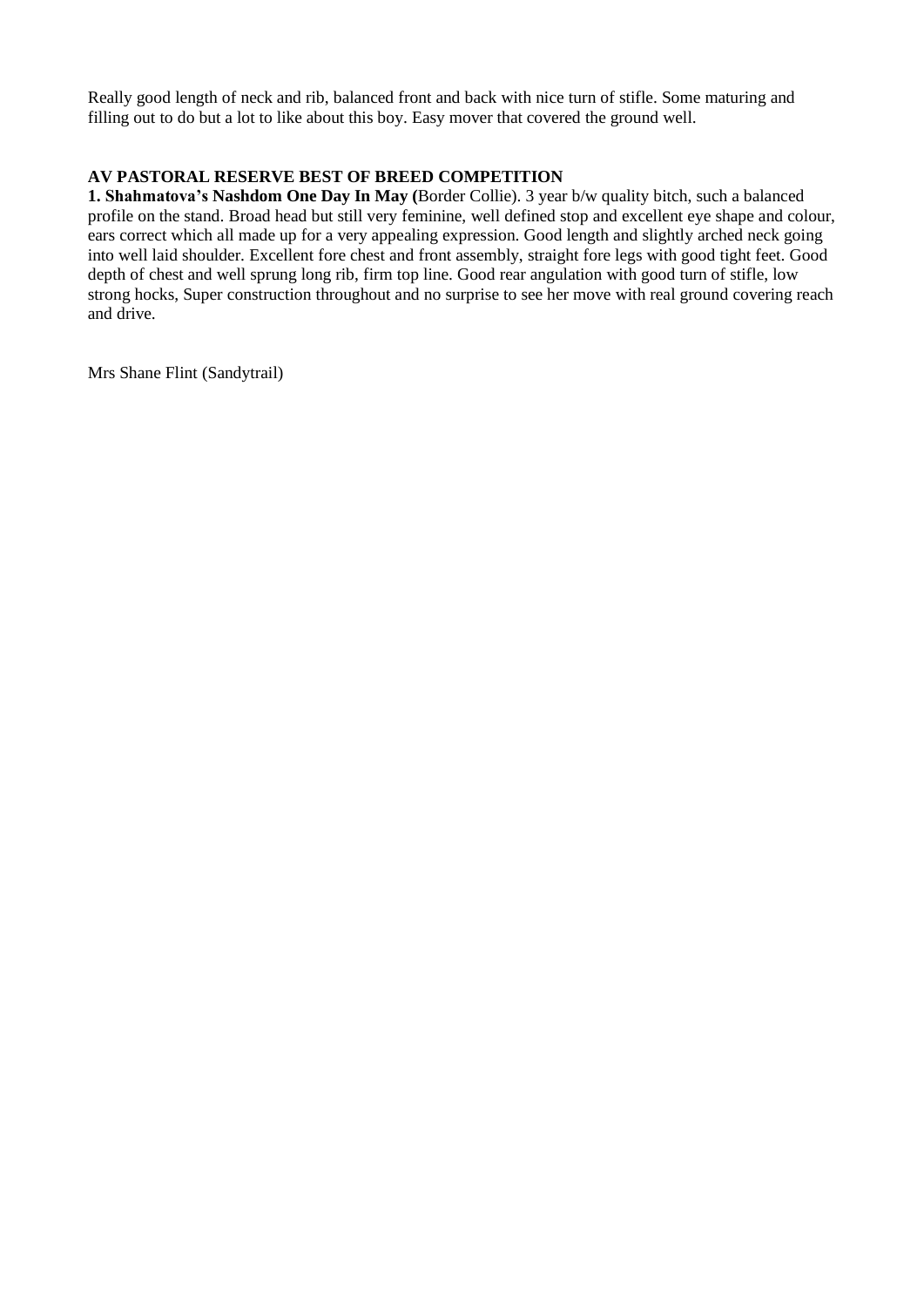Really good length of neck and rib, balanced front and back with nice turn of stifle. Some maturing and filling out to do but a lot to like about this boy. Easy mover that covered the ground well.

**AV PASTORAL RESERVE BEST OF BREED COMPETITION**

**1. Shahmatova's Nashdom One Day In May (**Border Collie). 3 year b/w quality bitch, such a balanced profile on the stand. Broad head but still very feminine, well defined stop and excellent eye shape and colour, ears correct which all made up for a very appealing expression. Good length and slightly arched neck going into well laid shoulder. Excellent fore chest and front assembly, straight fore legs with good tight feet. Good depth of chest and well sprung long rib, firm top line. Good rear angulation with good turn of stifle, low strong hocks, Super construction throughout and no surprise to see her move with real ground covering reach and drive.

Mrs Shane Flint (Sandytrail)